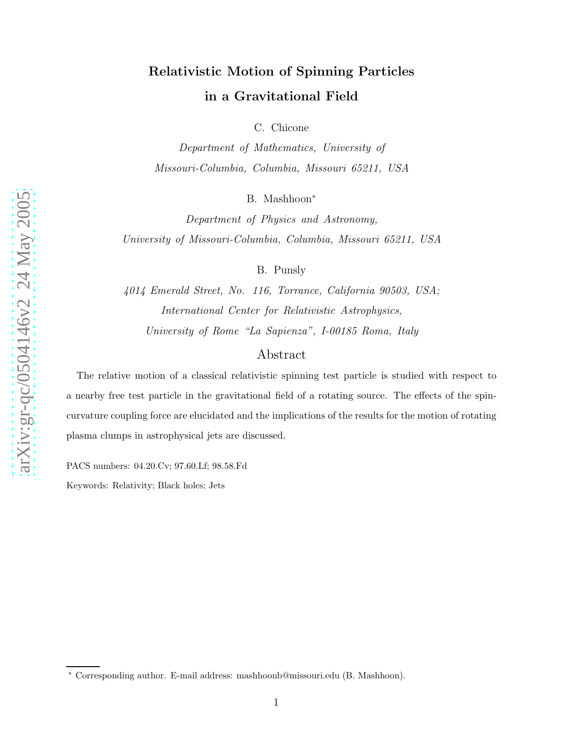# Relativistic Motion of Spinning Particles in a Gravitational Field

C. Chicone

*Department of Mathematics, University of Missouri-Columbia, Columbia, Missouri 65211, USA*

B. Mashhoon*

*Department of Physics and Astronomy, University of Missouri-Columbia, Columbia, Missouri 65211, USA*

B. Punsly

*4014 Emerald Street, No. 116, Torrance, California 90503, USA; International Center for Relativistic Astrophysics, University of Rome "La Sapienza", I-00185 Roma, Italy*

## Abstract

The relative motion of a classical relativistic spinning test particle is studied with respect to a nearby free test particle in the gravitational field of a rotating source. The effects of the spin-curvature coupling force are elucidated and the implications of the results for the motion of rotating plasma clumps in astrophysical jets are discussed.

PACS numbers: 04.20.Cv; 97.60.Lf; 98.58.Fd

Keywords: Relativity; Black holes; Jets

* Corresponding author. E-mail address: mashhoonb@missouri.edu (B. Mashhoon).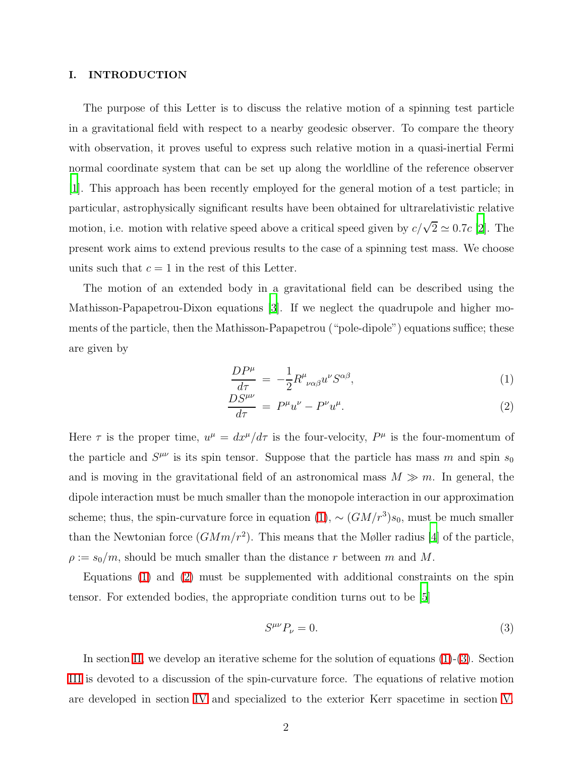## I. INTRODUCTION

The purpose of this Letter is to discuss the relative motion of a spinning test particle in a gravitational field with respect to a nearby geodesic observer. To compare the theory with observation, it proves useful to express such relative motion in a quasi-inertial Fermi normal coordinate system that can be set up along the worldline of the reference observer [1]. This approach has been recently employed for the general motion of a test particle; in particular, astrophysically significant results have been obtained for ultrarelativistic relative motion, i.e. motion with relative speed above a critical speed given by $c/\sqrt{2} \simeq 0.7c$ [2]. The present work aims to extend previous results to the case of a spinning test mass. We choose units such that $c = 1$ in the rest of this Letter.

The motion of an extended body in a gravitational field can be described using the Mathisson-Papapetrou-Dixon equations [3]. If we neglect the quadrupole and higher moments of the particle, then the Mathisson-Papapetrou ("pole-dipole") equations suffice; these are given by

$$\frac{DP^\mu}{d\tau} = -\frac{1}{2} R^\mu{}_{\nu\alpha\beta} u^\nu S^{\alpha\beta}, \tag{1}$$

$$\frac{DS^{\mu\nu}}{d\tau} = P^\mu u^\nu - P^\nu u^\mu. \tag{2}$$

Here $\tau$ is the proper time, $u^\mu = dx^\mu/d\tau$ is the four-velocity, $P^\mu$ is the four-momentum of the particle and $S^{\mu\nu}$ is its spin tensor. Suppose that the particle has mass $m$ and spin $s_0$ and is moving in the gravitational field of an astronomical mass $M \gg m$. In general, the dipole interaction must be much smaller than the monopole interaction in our approximation scheme; thus, the spin-curvature force in equation (1), $\sim (GM/r^3)s_0$, must be much smaller than the Newtonian force $(GMm/r^2)$. This means that the Møller radius [4] of the particle, $\rho := s_0/m$, should be much smaller than the distance $r$ between $m$ and $M$.

Equations (1) and (2) must be supplemented with additional constraints on the spin tensor. For extended bodies, the appropriate condition turns out to be [5]

$$S^{\mu\nu} P_\nu = 0. \tag{3}$$

In section II, we develop an iterative scheme for the solution of equations (1)-(3). Section III is devoted to a discussion of the spin-curvature force. The equations of relative motion are developed in section IV and specialized to the exterior Kerr spacetime in section V.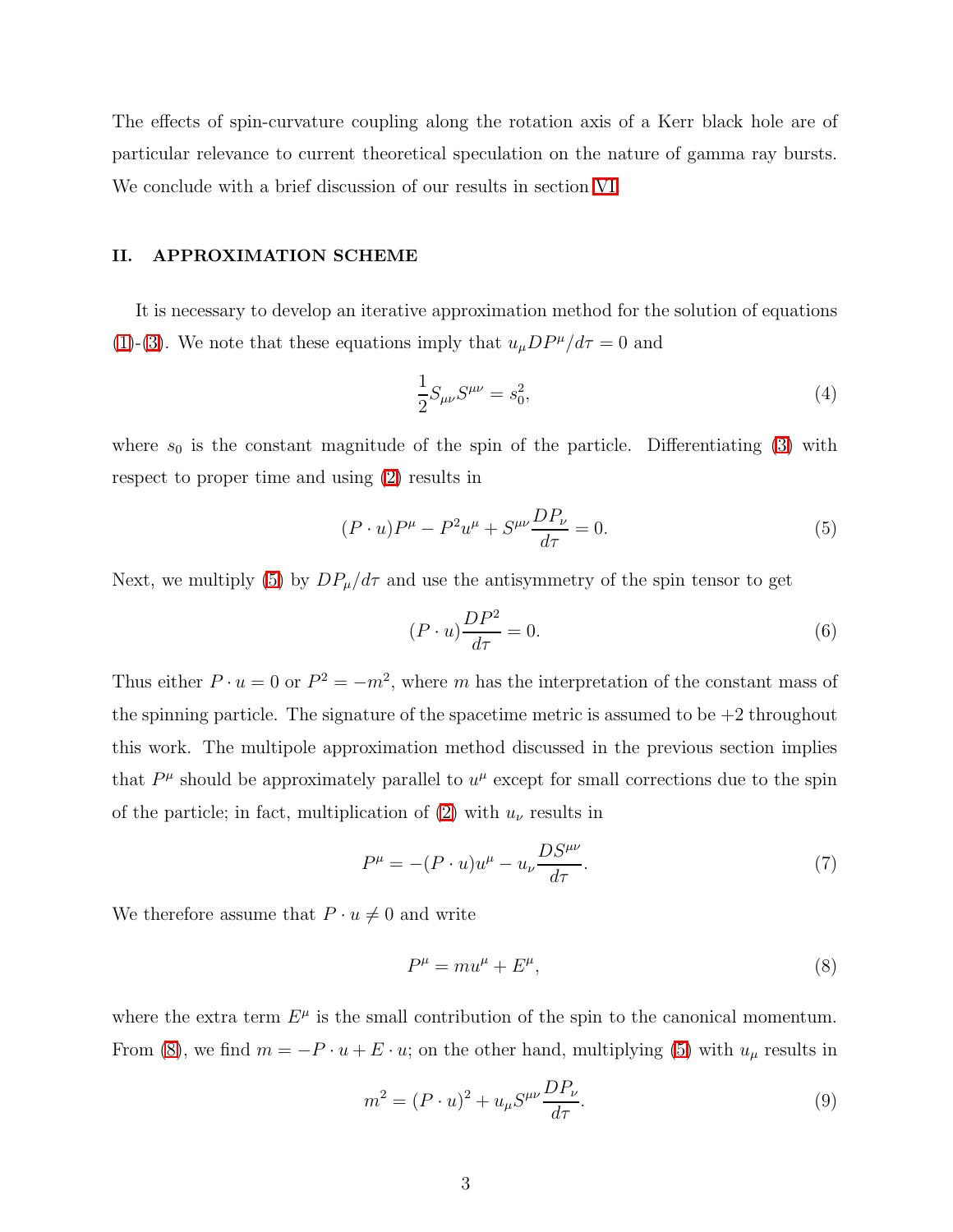The effects of spin-curvature coupling along the rotation axis of a Kerr black hole are of particular relevance to current theoretical speculation on the nature of gamma ray bursts. We conclude with a brief discussion of our results in section VI.

## II. APPROXIMATION SCHEME

It is necessary to develop an iterative approximation method for the solution of equations (1)-(3). We note that these equations imply that $u_\mu DP^\mu/d\tau = 0$ and

$$\frac{1}{2}S_{\mu\nu}S^{\mu\nu} = s_0^2, \tag{4}$$

where $s_0$ is the constant magnitude of the spin of the particle. Differentiating (3) with respect to proper time and using (2) results in

$$(P \cdot u)P^\mu - P^2 u^\mu + S^{\mu\nu}\frac{DP_\nu}{d\tau} = 0. \tag{5}$$

Next, we multiply (5) by $DP_\mu/d\tau$ and use the antisymmetry of the spin tensor to get

$$(P \cdot u)\frac{DP^2}{d\tau} = 0. \tag{6}$$

Thus either $P \cdot u = 0$ or $P^2 = -m^2$, where $m$ has the interpretation of the constant mass of the spinning particle. The signature of the spacetime metric is assumed to be +2 throughout this work. The multipole approximation method discussed in the previous section implies that $P^\mu$ should be approximately parallel to $u^\mu$ except for small corrections due to the spin of the particle; in fact, multiplication of (2) with $u_\nu$ results in

$$P^\mu = -(P \cdot u)u^\mu - u_\nu \frac{DS^{\mu\nu}}{d\tau}. \tag{7}$$

We therefore assume that $P \cdot u \neq 0$ and write

$$P^\mu = mu^\mu + E^\mu, \tag{8}$$

where the extra term $E^\mu$ is the small contribution of the spin to the canonical momentum. From (8), we find $m = -P \cdot u + E \cdot u$; on the other hand, multiplying (5) with $u_\mu$ results in

$$m^2 = (P \cdot u)^2 + u_\mu S^{\mu\nu}\frac{DP_\nu}{d\tau}. \tag{9}$$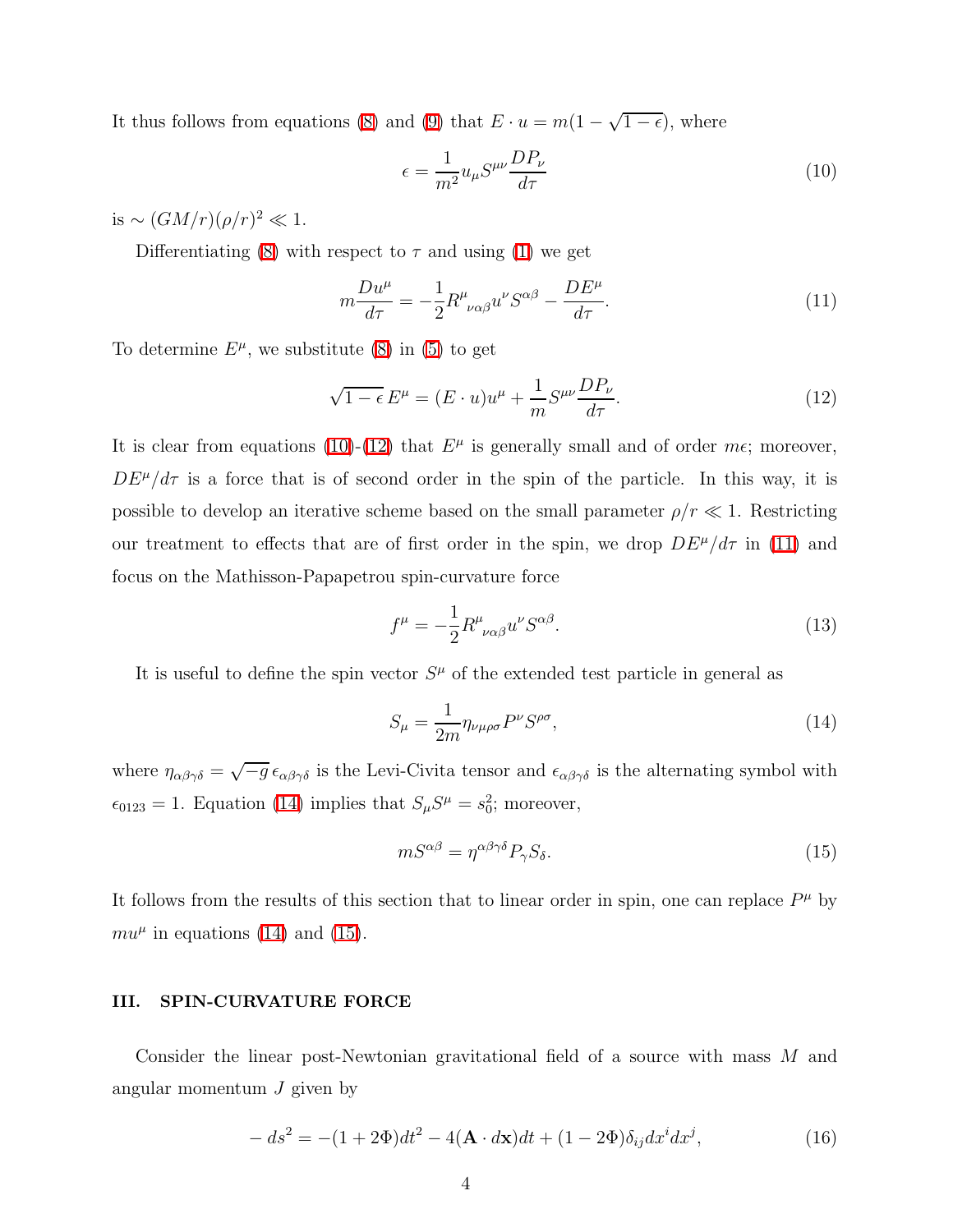It thus follows from equations (8) and (9) that $E \cdot u = m(1 - \sqrt{1-\epsilon})$, where

$$\epsilon = \frac{1}{m^2} u_\mu S^{\mu\nu} \frac{DP_\nu}{d\tau} \tag{10}$$

is $\sim (GM/r)(\rho/r)^2 \ll 1$.

Differentiating (8) with respect to $\tau$ and using (1) we get

$$m \frac{Du^\mu}{d\tau} = -\frac{1}{2} R^\mu{}_{\nu\alpha\beta} u^\nu S^{\alpha\beta} - \frac{DE^\mu}{d\tau}. \tag{11}$$

To determine $E^\mu$, we substitute (8) in (5) to get

$$\sqrt{1-\epsilon}\, E^\mu = (E \cdot u) u^\mu + \frac{1}{m} S^{\mu\nu} \frac{DP_\nu}{d\tau}. \tag{12}$$

It is clear from equations (10)-(12) that $E^\mu$ is generally small and of order $m\epsilon$; moreover, $DE^\mu/d\tau$ is a force that is of second order in the spin of the particle. In this way, it is possible to develop an iterative scheme based on the small parameter $\rho/r \ll 1$. Restricting our treatment to effects that are of first order in the spin, we drop $DE^\mu/d\tau$ in (11) and focus on the Mathisson-Papapetrou spin-curvature force

$$f^\mu = -\frac{1}{2} R^\mu{}_{\nu\alpha\beta} u^\nu S^{\alpha\beta}. \tag{13}$$

It is useful to define the spin vector $S^\mu$ of the extended test particle in general as

$$S_\mu = \frac{1}{2m} \eta_{\nu\mu\rho\sigma} P^\nu S^{\rho\sigma}, \tag{14}$$

where $\eta_{\alpha\beta\gamma\delta} = \sqrt{-g}\, \epsilon_{\alpha\beta\gamma\delta}$ is the Levi-Civita tensor and $\epsilon_{\alpha\beta\gamma\delta}$ is the alternating symbol with $\epsilon_{0123} = 1$. Equation (14) implies that $S_\mu S^\mu = s_0^2$; moreover,

$$m S^{\alpha\beta} = \eta^{\alpha\beta\gamma\delta} P_\gamma S_\delta. \tag{15}$$

It follows from the results of this section that to linear order in spin, one can replace $P^\mu$ by $m u^\mu$ in equations (14) and (15).

## III. SPIN-CURVATURE FORCE

Consider the linear post-Newtonian gravitational field of a source with mass $M$ and angular momentum $J$ given by

$$-ds^2 = -(1 + 2\Phi) dt^2 - 4(\mathbf{A} \cdot d\mathbf{x}) dt + (1 - 2\Phi) \delta_{ij} dx^i dx^j, \tag{16}$$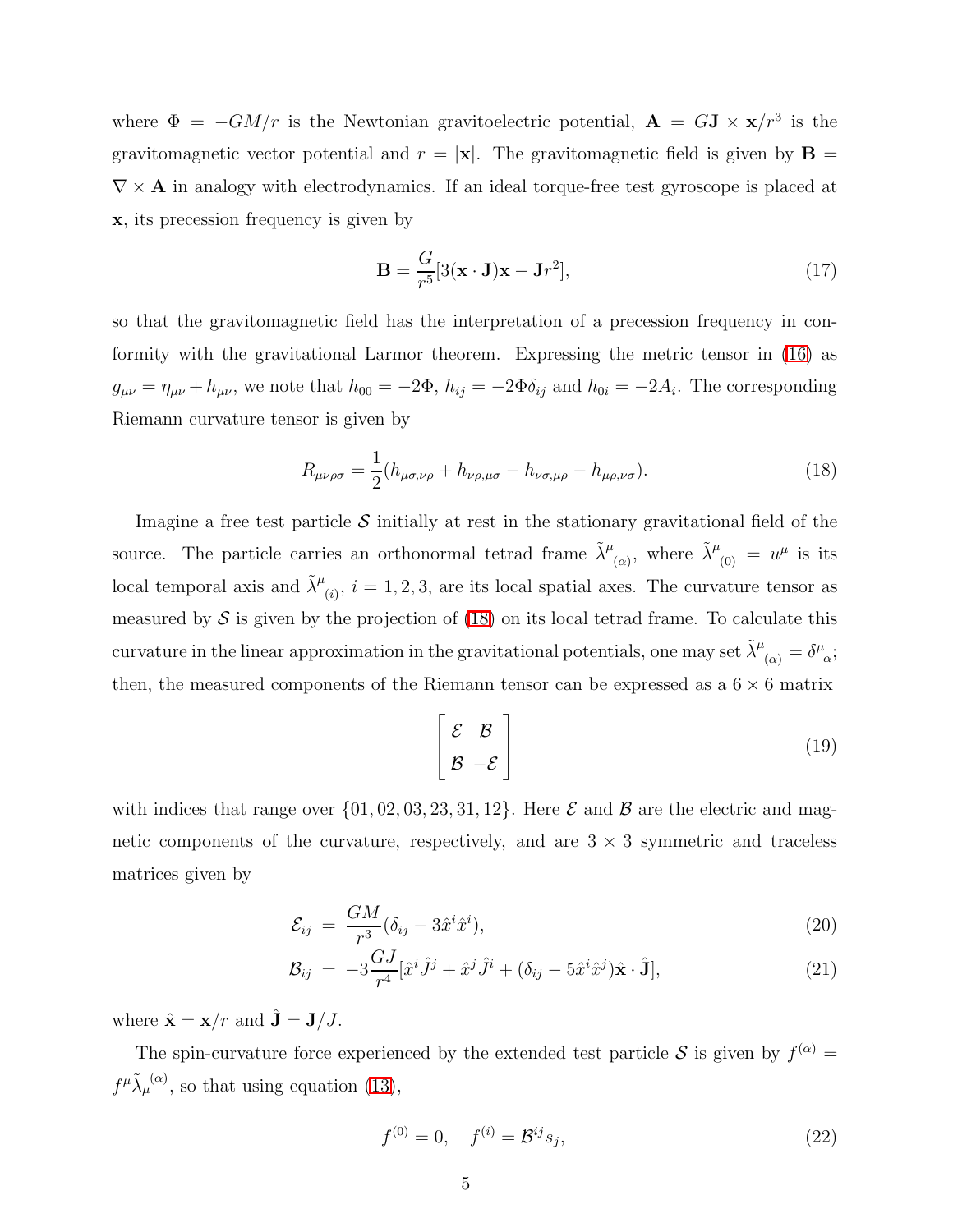where $\Phi = -GM/r$ is the Newtonian gravitoelectric potential, $\mathbf{A} = G\mathbf{J} \times \mathbf{x}/r^3$ is the gravitomagnetic vector potential and $r = |\mathbf{x}|$. The gravitomagnetic field is given by $\mathbf{B} = \nabla \times \mathbf{A}$ in analogy with electrodynamics. If an ideal torque-free test gyroscope is placed at $\mathbf{x}$, its precession frequency is given by

$$\mathbf{B} = \frac{G}{r^5}[3(\mathbf{x} \cdot \mathbf{J})\mathbf{x} - \mathbf{J}r^2], \tag{17}$$

so that the gravitomagnetic field has the interpretation of a precession frequency in conformity with the gravitational Larmor theorem. Expressing the metric tensor in (16) as $g_{\mu\nu} = \eta_{\mu\nu} + h_{\mu\nu}$, we note that $h_{00} = -2\Phi$, $h_{ij} = -2\Phi\delta_{ij}$ and $h_{0i} = -2A_i$. The corresponding Riemann curvature tensor is given by

$$R_{\mu\nu\rho\sigma} = \frac{1}{2}(h_{\mu\sigma,\nu\rho} + h_{\nu\rho,\mu\sigma} - h_{\nu\sigma,\mu\rho} - h_{\mu\rho,\nu\sigma}). \tag{18}$$

Imagine a free test particle $\mathcal{S}$ initially at rest in the stationary gravitational field of the source. The particle carries an orthonormal tetrad frame $\tilde{\lambda}^{\mu}{}_{(\alpha)}$, where $\tilde{\lambda}^{\mu}{}_{(0)} = u^{\mu}$ is its local temporal axis and $\tilde{\lambda}^{\mu}{}_{(i)}$, $i = 1, 2, 3$, are its local spatial axes. The curvature tensor as measured by $\mathcal{S}$ is given by the projection of (18) on its local tetrad frame. To calculate this curvature in the linear approximation in the gravitational potentials, one may set $\tilde{\lambda}^{\mu}{}_{(\alpha)} = \delta^{\mu}{}_{\alpha}$; then, the measured components of the Riemann tensor can be expressed as a $6 \times 6$ matrix

$$\begin{bmatrix} \mathcal{E} & \mathcal{B} \\ \mathcal{B} & -\mathcal{E} \end{bmatrix} \tag{19}$$

with indices that range over $\{01, 02, 03, 23, 31, 12\}$. Here $\mathcal{E}$ and $\mathcal{B}$ are the electric and magnetic components of the curvature, respectively, and are $3 \times 3$ symmetric and traceless matrices given by

$$\mathcal{E}_{ij} = \frac{GM}{r^3}(\delta_{ij} - 3\hat{x}^i\hat{x}^i), \tag{20}$$

$$\mathcal{B}_{ij} = -3\frac{GJ}{r^4}[\hat{x}^i\hat{J}^j + \hat{x}^j\hat{J}^i + (\delta_{ij} - 5\hat{x}^i\hat{x}^j)\hat{\mathbf{x}} \cdot \hat{\mathbf{J}}], \tag{21}$$

where $\hat{\mathbf{x}} = \mathbf{x}/r$ and $\hat{\mathbf{J}} = \mathbf{J}/J$.

The spin-curvature force experienced by the extended test particle $\mathcal{S}$ is given by $f^{(\alpha)} = f^{\mu}\tilde{\lambda}_{\mu}{}^{(\alpha)}$, so that using equation (13),

$$f^{(0)} = 0, \quad f^{(i)} = \mathcal{B}^{ij}s_j, \tag{22}$$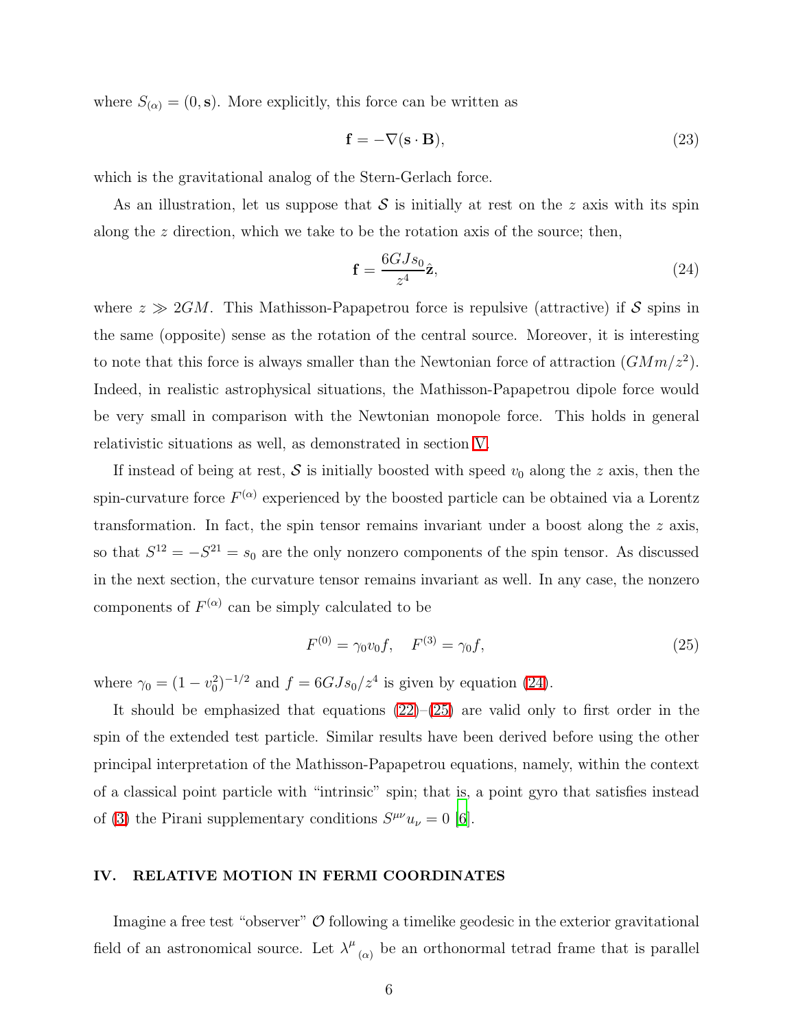where $S_{(\alpha)} = (0, \mathbf{s})$. More explicitly, this force can be written as

$$\mathbf{f} = -\nabla(\mathbf{s} \cdot \mathbf{B}), \tag{23}$$

which is the gravitational analog of the Stern-Gerlach force.

As an illustration, let us suppose that $\mathcal{S}$ is initially at rest on the $z$ axis with its spin along the $z$ direction, which we take to be the rotation axis of the source; then,

$$\mathbf{f} = \frac{6GJs_0}{z^4}\hat{\mathbf{z}}, \tag{24}$$

where $z \gg 2GM$. This Mathisson-Papapetrou force is repulsive (attractive) if $\mathcal{S}$ spins in the same (opposite) sense as the rotation of the central source. Moreover, it is interesting to note that this force is always smaller than the Newtonian force of attraction ($GMm/z^2$). Indeed, in realistic astrophysical situations, the Mathisson-Papapetrou dipole force would be very small in comparison with the Newtonian monopole force. This holds in general relativistic situations as well, as demonstrated in section V.

If instead of being at rest, $\mathcal{S}$ is initially boosted with speed $v_0$ along the $z$ axis, then the spin-curvature force $F^{(\alpha)}$ experienced by the boosted particle can be obtained via a Lorentz transformation. In fact, the spin tensor remains invariant under a boost along the $z$ axis, so that $S^{12} = -S^{21} = s_0$ are the only nonzero components of the spin tensor. As discussed in the next section, the curvature tensor remains invariant as well. In any case, the nonzero components of $F^{(\alpha)}$ can be simply calculated to be

$$F^{(0)} = \gamma_0 v_0 f, \quad F^{(3)} = \gamma_0 f, \tag{25}$$

where $\gamma_0 = (1 - v_0^2)^{-1/2}$ and $f = 6GJs_0/z^4$ is given by equation (24).

It should be emphasized that equations (22)–(25) are valid only to first order in the spin of the extended test particle. Similar results have been derived before using the other principal interpretation of the Mathisson-Papapetrou equations, namely, within the context of a classical point particle with "intrinsic" spin; that is, a point gyro that satisfies instead of (3) the Pirani supplementary conditions $S^{\mu\nu}u_\nu = 0$ [6].

## IV. RELATIVE MOTION IN FERMI COORDINATES

Imagine a free test "observer" $\mathcal{O}$ following a timelike geodesic in the exterior gravitational field of an astronomical source. Let $\lambda^\mu{}_{(\alpha)}$ be an orthonormal tetrad frame that is parallel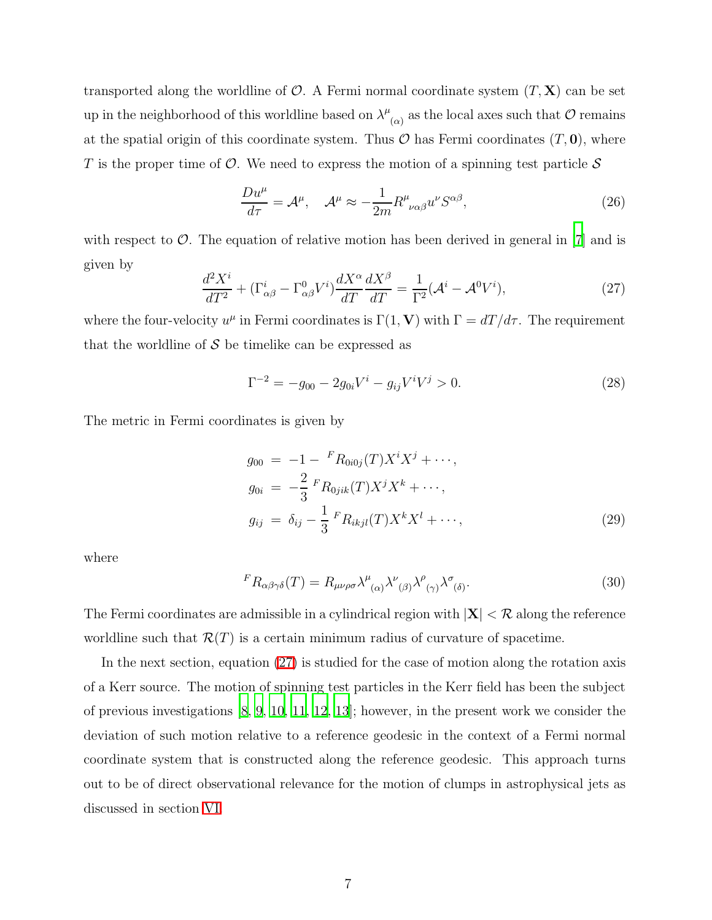transported along the worldline of $\mathcal{O}$. A Fermi normal coordinate system $(T, \mathbf{X})$ can be set up in the neighborhood of this worldline based on $\lambda^\mu{}_{(\alpha)}$ as the local axes such that $\mathcal{O}$ remains at the spatial origin of this coordinate system. Thus $\mathcal{O}$ has Fermi coordinates $(T, \mathbf{0})$, where $T$ is the proper time of $\mathcal{O}$. We need to express the motion of a spinning test particle $\mathcal{S}$

$$\frac{Du^\mu}{d\tau} = \mathcal{A}^\mu, \quad \mathcal{A}^\mu \approx -\frac{1}{2m} R^\mu{}_{\nu\alpha\beta} u^\nu S^{\alpha\beta}, \tag{26}$$

with respect to $\mathcal{O}$. The equation of relative motion has been derived in general in [7] and is given by

$$\frac{d^2 X^i}{dT^2} + (\Gamma^i_{\alpha\beta} - \Gamma^0_{\alpha\beta} V^i)\frac{dX^\alpha}{dT}\frac{dX^\beta}{dT} = \frac{1}{\Gamma^2}(\mathcal{A}^i - \mathcal{A}^0 V^i), \tag{27}$$

where the four-velocity $u^\mu$ in Fermi coordinates is $\Gamma(1, \mathbf{V})$ with $\Gamma = dT/d\tau$. The requirement that the worldline of $\mathcal{S}$ be timelike can be expressed as

$$\Gamma^{-2} = -g_{00} - 2g_{0i}V^i - g_{ij}V^iV^j > 0. \tag{28}$$

The metric in Fermi coordinates is given by

$$\begin{aligned}
g_{00} &= -1 - {}^F R_{0i0j}(T) X^i X^j + \cdots, \\
g_{0i} &= -\frac{2}{3}\, {}^F R_{0jik}(T) X^j X^k + \cdots, \\
g_{ij} &= \delta_{ij} - \frac{1}{3}\, {}^F R_{ikjl}(T) X^k X^l + \cdots,
\end{aligned} \tag{29}$$

where

$${}^F R_{\alpha\beta\gamma\delta}(T) = R_{\mu\nu\rho\sigma} \lambda^\mu{}_{(\alpha)} \lambda^\nu{}_{(\beta)} \lambda^\rho{}_{(\gamma)} \lambda^\sigma{}_{(\delta)}. \tag{30}$$

The Fermi coordinates are admissible in a cylindrical region with $|\mathbf{X}| < \mathcal{R}$ along the reference worldline such that $\mathcal{R}(T)$ is a certain minimum radius of curvature of spacetime.

In the next section, equation (27) is studied for the case of motion along the rotation axis of a Kerr source. The motion of spinning test particles in the Kerr field has been the subject of previous investigations [8, 9, 10, 11, 12, 13]; however, in the present work we consider the deviation of such motion relative to a reference geodesic in the context of a Fermi normal coordinate system that is constructed along the reference geodesic. This approach turns out to be of direct observational relevance for the motion of clumps in astrophysical jets as discussed in section VI.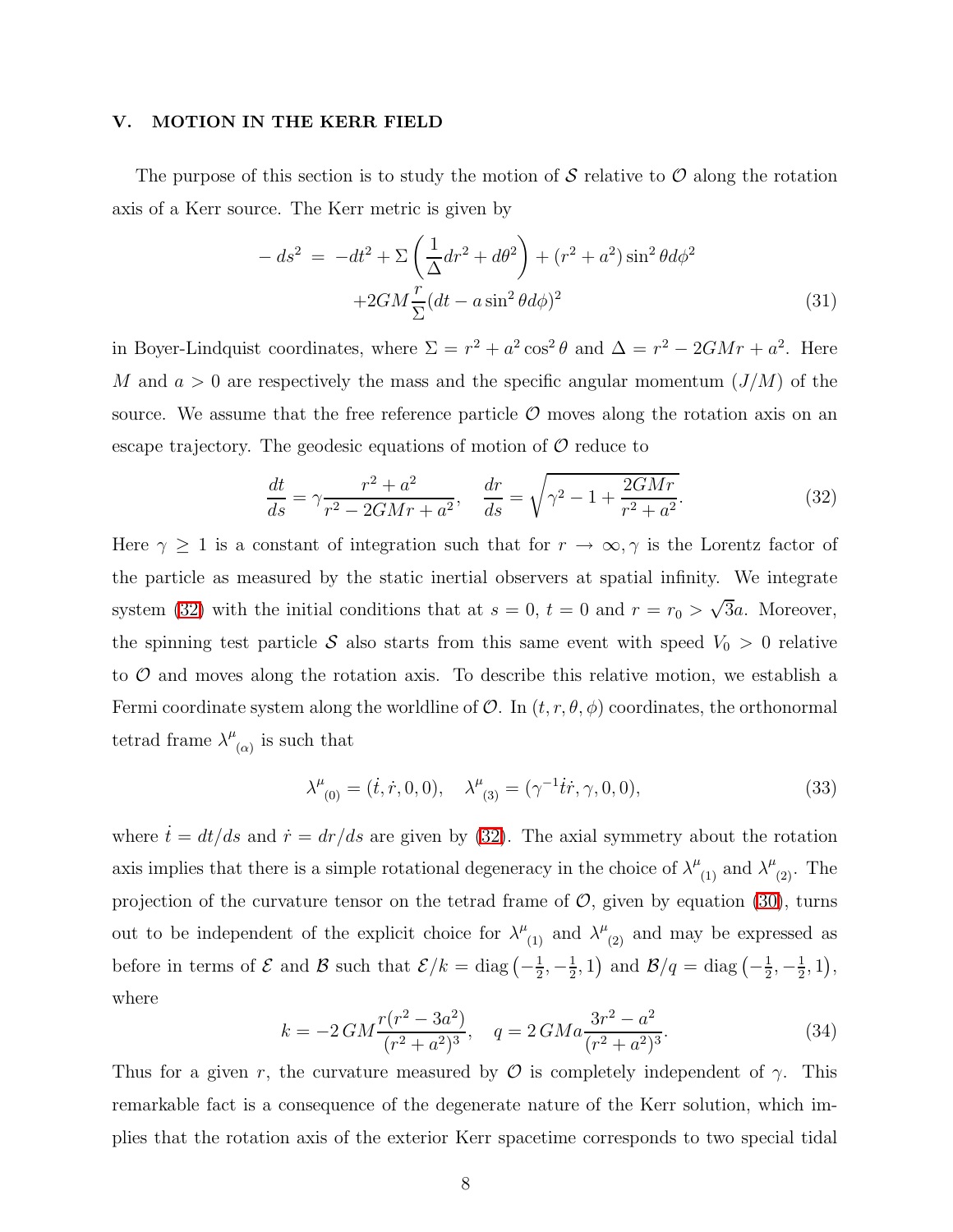## V. MOTION IN THE KERR FIELD

The purpose of this section is to study the motion of $\mathcal{S}$ relative to $\mathcal{O}$ along the rotation axis of a Kerr source. The Kerr metric is given by

$$
\begin{aligned}
-ds^2 \;=\; & -dt^2 + \Sigma\left(\frac{1}{\Delta}dr^2 + d\theta^2\right) + (r^2+a^2)\sin^2\theta d\phi^2 \\
& +2GM\frac{r}{\Sigma}(dt - a\sin^2\theta d\phi)^2
\end{aligned}
\tag{31}
$$

in Boyer-Lindquist coordinates, where $\Sigma = r^2 + a^2\cos^2\theta$ and $\Delta = r^2 - 2GMr + a^2$. Here $M$ and $a > 0$ are respectively the mass and the specific angular momentum ($J/M$) of the source. We assume that the free reference particle $\mathcal{O}$ moves along the rotation axis on an escape trajectory. The geodesic equations of motion of $\mathcal{O}$ reduce to

$$
\frac{dt}{ds} = \gamma\frac{r^2+a^2}{r^2-2GMr+a^2}, \quad \frac{dr}{ds} = \sqrt{\gamma^2 - 1 + \frac{2GMr}{r^2+a^2}}. \tag{32}
$$

Here $\gamma \geq 1$ is a constant of integration such that for $r \to \infty, \gamma$ is the Lorentz factor of the particle as measured by the static inertial observers at spatial infinity. We integrate system (32) with the initial conditions that at $s = 0$, $t = 0$ and $r = r_0 > \sqrt{3}a$. Moreover, the spinning test particle $\mathcal{S}$ also starts from this same event with speed $V_0 > 0$ relative to $\mathcal{O}$ and moves along the rotation axis. To describe this relative motion, we establish a Fermi coordinate system along the worldline of $\mathcal{O}$. In $(t, r, \theta, \phi)$ coordinates, the orthonormal tetrad frame $\lambda^\mu{}_{(\alpha)}$ is such that

$$
\lambda^\mu{}_{(0)} = (\dot{t}, \dot{r}, 0, 0), \quad \lambda^\mu{}_{(3)} = (\gamma^{-1}\dot{t}\dot{r}, \gamma, 0, 0), \tag{33}
$$

where $\dot{t} = dt/ds$ and $\dot{r} = dr/ds$ are given by (32). The axial symmetry about the rotation axis implies that there is a simple rotational degeneracy in the choice of $\lambda^\mu{}_{(1)}$ and $\lambda^\mu{}_{(2)}$. The projection of the curvature tensor on the tetrad frame of $\mathcal{O}$, given by equation (30), turns out to be independent of the explicit choice for $\lambda^\mu{}_{(1)}$ and $\lambda^\mu{}_{(2)}$ and may be expressed as before in terms of $\mathcal{E}$ and $\mathcal{B}$ such that $\mathcal{E}/k = \text{diag}\left(-\frac{1}{2}, -\frac{1}{2}, 1\right)$ and $\mathcal{B}/q = \text{diag}\left(-\frac{1}{2}, -\frac{1}{2}, 1\right)$, where

$$
k = -2\,GM\frac{r(r^2-3a^2)}{(r^2+a^2)^3}, \quad q = 2\,GMa\frac{3r^2-a^2}{(r^2+a^2)^3}. \tag{34}
$$

Thus for a given $r$, the curvature measured by $\mathcal{O}$ is completely independent of $\gamma$. This remarkable fact is a consequence of the degenerate nature of the Kerr solution, which implies that the rotation axis of the exterior Kerr spacetime corresponds to two special tidal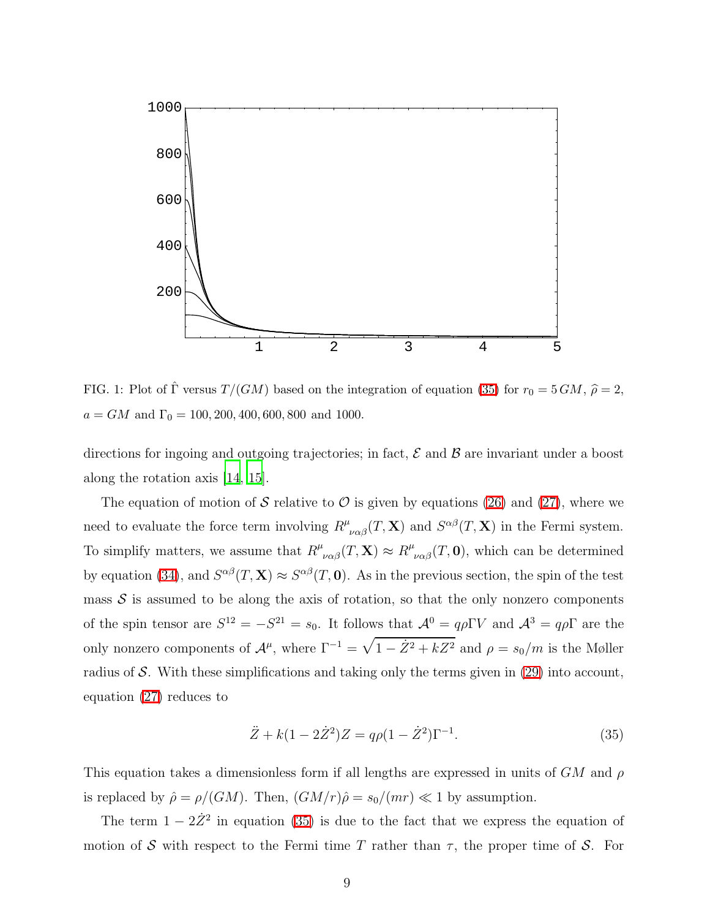FIG. 1: Plot of $\hat{\Gamma}$ versus $T/(GM)$ based on the integration of equation (35) for $r_0 = 5\,GM$, $\widehat{\rho} = 2$, $a = GM$ and $\Gamma_0 = 100, 200, 400, 600, 800$ and $1000$.

directions for ingoing and outgoing trajectories; in fact, $\mathcal{E}$ and $\mathcal{B}$ are invariant under a boost along the rotation axis [14, 15].

The equation of motion of $\mathcal{S}$ relative to $\mathcal{O}$ is given by equations (26) and (27), where we need to evaluate the force term involving $R^{\mu}{}_{\nu\alpha\beta}(T, \mathbf{X})$ and $S^{\alpha\beta}(T, \mathbf{X})$ in the Fermi system. To simplify matters, we assume that $R^{\mu}{}_{\nu\alpha\beta}(T, \mathbf{X}) \approx R^{\mu}{}_{\nu\alpha\beta}(T, \mathbf{0})$, which can be determined by equation (34), and $S^{\alpha\beta}(T, \mathbf{X}) \approx S^{\alpha\beta}(T, \mathbf{0})$. As in the previous section, the spin of the test mass $\mathcal{S}$ is assumed to be along the axis of rotation, so that the only nonzero components of the spin tensor are $S^{12} = -S^{21} = s_0$. It follows that $\mathcal{A}^0 = q\rho\Gamma V$ and $\mathcal{A}^3 = q\rho\Gamma$ are the only nonzero components of $\mathcal{A}^{\mu}$, where $\Gamma^{-1} = \sqrt{1 - \dot{Z}^2 + kZ^2}$ and $\rho = s_0/m$ is the Møller radius of $\mathcal{S}$. With these simplifications and taking only the terms given in (29) into account, equation (27) reduces to

$$\ddot{Z} + k(1 - 2\dot{Z}^2)Z = q\rho(1 - \dot{Z}^2)\Gamma^{-1}. \tag{35}$$

This equation takes a dimensionless form if all lengths are expressed in units of $GM$ and $\rho$ is replaced by $\hat{\rho} = \rho/(GM)$. Then, $(GM/r)\hat{\rho} = s_0/(mr) \ll 1$ by assumption.

The term $1 - 2\dot{Z}^2$ in equation (35) is due to the fact that we express the equation of motion of $\mathcal{S}$ with respect to the Fermi time $T$ rather than $\tau$, the proper time of $\mathcal{S}$. For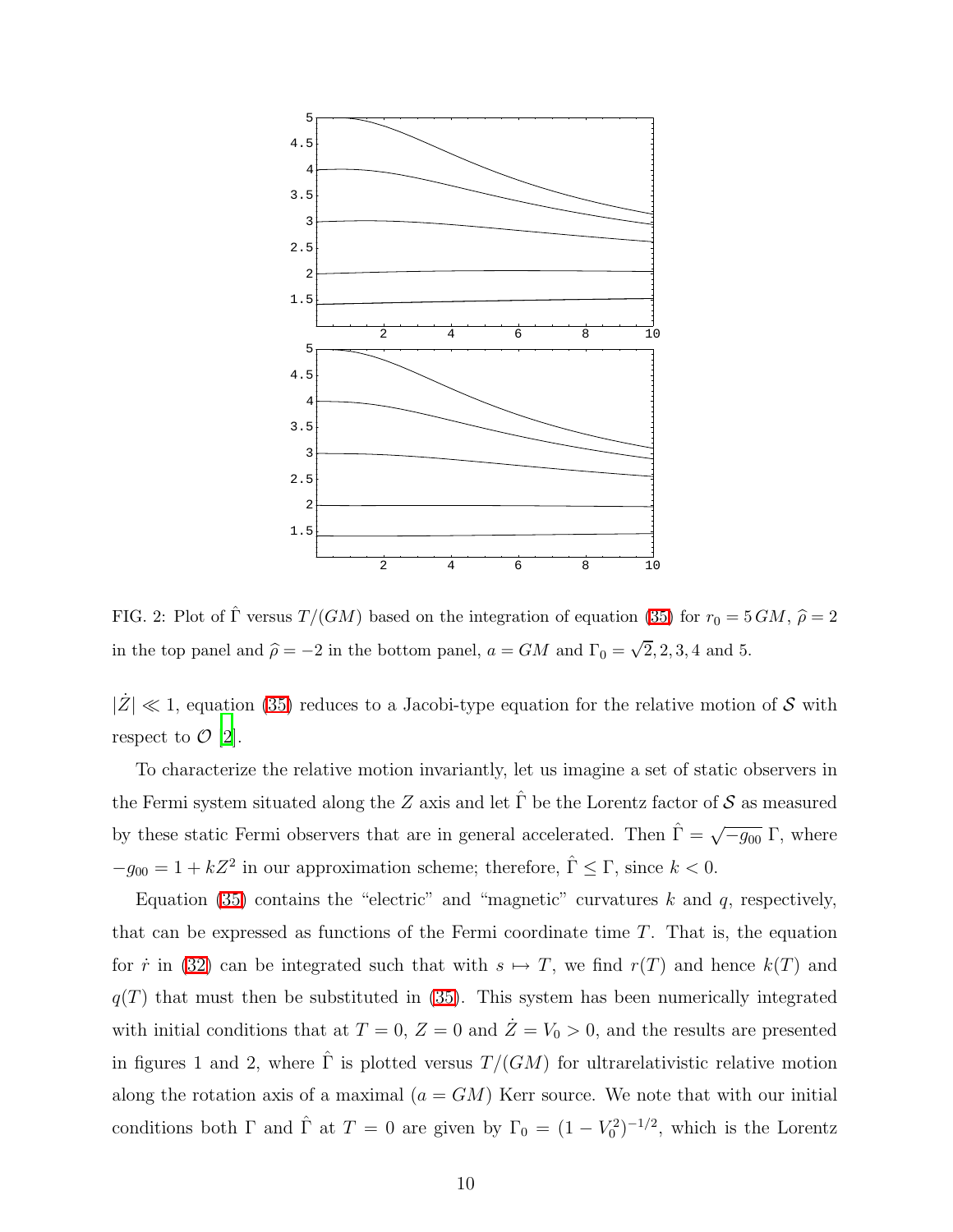FIG. 2: Plot of $\hat{\Gamma}$ versus $T/(GM)$ based on the integration of equation (35) for $r_0 = 5\,GM$, $\widehat{\rho} = 2$ in the top panel and $\widehat{\rho} = -2$ in the bottom panel, $a = GM$ and $\Gamma_0 = \sqrt{2}, 2, 3, 4$ and 5.

$|\dot{Z}| \ll 1$, equation (35) reduces to a Jacobi-type equation for the relative motion of $\mathcal{S}$ with respect to $\mathcal{O}$ [2].

To characterize the relative motion invariantly, let us imagine a set of static observers in the Fermi system situated along the $Z$ axis and let $\hat{\Gamma}$ be the Lorentz factor of $\mathcal{S}$ as measured by these static Fermi observers that are in general accelerated. Then $\hat{\Gamma} = \sqrt{-g_{00}}\,\Gamma$, where $-g_{00} = 1 + kZ^2$ in our approximation scheme; therefore, $\hat{\Gamma} \leq \Gamma$, since $k < 0$.

Equation (35) contains the "electric" and "magnetic" curvatures $k$ and $q$, respectively, that can be expressed as functions of the Fermi coordinate time $T$. That is, the equation for $\dot{r}$ in (32) can be integrated such that with $s \mapsto T$, we find $r(T)$ and hence $k(T)$ and $q(T)$ that must then be substituted in (35). This system has been numerically integrated with initial conditions that at $T = 0$, $Z = 0$ and $\dot{Z} = V_0 > 0$, and the results are presented in figures 1 and 2, where $\hat{\Gamma}$ is plotted versus $T/(GM)$ for ultrarelativistic relative motion along the rotation axis of a maximal ($a = GM$) Kerr source. We note that with our initial conditions both $\Gamma$ and $\hat{\Gamma}$ at $T = 0$ are given by $\Gamma_0 = (1 - V_0^2)^{-1/2}$, which is the Lorentz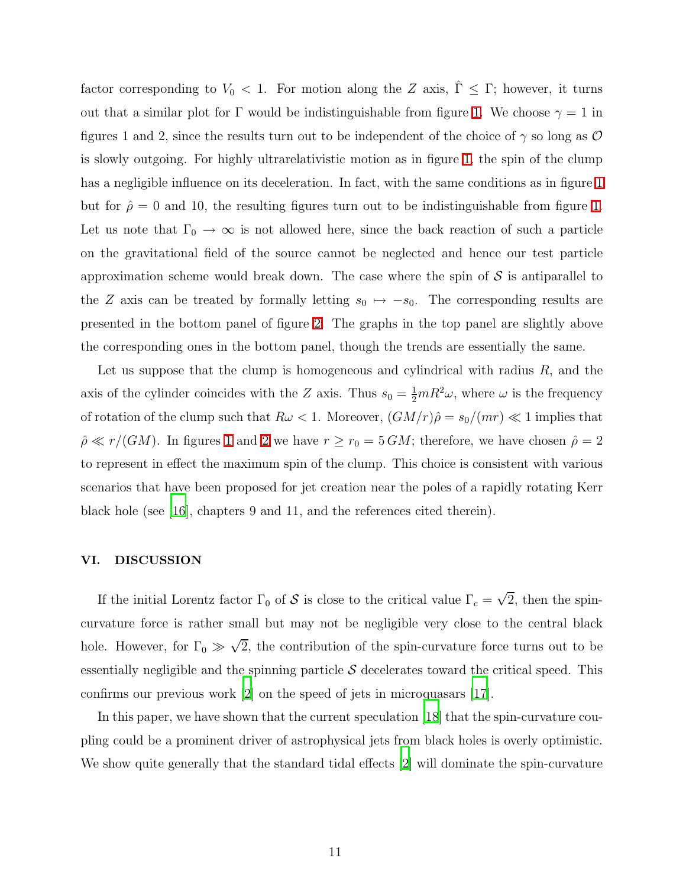factor corresponding to $V_0 < 1$. For motion along the $Z$ axis, $\hat{\Gamma} \leq \Gamma$; however, it turns out that a similar plot for $\Gamma$ would be indistinguishable from figure 1. We choose $\gamma = 1$ in figures 1 and 2, since the results turn out to be independent of the choice of $\gamma$ so long as $\mathcal{O}$ is slowly outgoing. For highly ultrarelativistic motion as in figure 1, the spin of the clump has a negligible influence on its deceleration. In fact, with the same conditions as in figure 1 but for $\hat{\rho} = 0$ and 10, the resulting figures turn out to be indistinguishable from figure 1. Let us note that $\Gamma_0 \to \infty$ is not allowed here, since the back reaction of such a particle on the gravitational field of the source cannot be neglected and hence our test particle approximation scheme would break down. The case where the spin of $\mathcal{S}$ is antiparallel to the $Z$ axis can be treated by formally letting $s_0 \mapsto -s_0$. The corresponding results are presented in the bottom panel of figure 2. The graphs in the top panel are slightly above the corresponding ones in the bottom panel, though the trends are essentially the same.

Let us suppose that the clump is homogeneous and cylindrical with radius $R$, and the axis of the cylinder coincides with the $Z$ axis. Thus $s_0 = \frac{1}{2}mR^2\omega$, where $\omega$ is the frequency of rotation of the clump such that $R\omega < 1$. Moreover, $(GM/r)\hat{\rho} = s_0/(mr) \ll 1$ implies that $\hat{\rho} \ll r/(GM)$. In figures 1 and 2 we have $r \geq r_0 = 5\,GM$; therefore, we have chosen $\hat{\rho} = 2$ to represent in effect the maximum spin of the clump. This choice is consistent with various scenarios that have been proposed for jet creation near the poles of a rapidly rotating Kerr black hole (see [16], chapters 9 and 11, and the references cited therein).

## VI. DISCUSSION

If the initial Lorentz factor $\Gamma_0$ of $\mathcal{S}$ is close to the critical value $\Gamma_c = \sqrt{2}$, then the spin-curvature force is rather small but may not be negligible very close to the central black hole. However, for $\Gamma_0 \gg \sqrt{2}$, the contribution of the spin-curvature force turns out to be essentially negligible and the spinning particle $\mathcal{S}$ decelerates toward the critical speed. This confirms our previous work [2] on the speed of jets in microquasars [17].

In this paper, we have shown that the current speculation [18] that the spin-curvature coupling could be a prominent driver of astrophysical jets from black holes is overly optimistic. We show quite generally that the standard tidal effects [2] will dominate the spin-curvature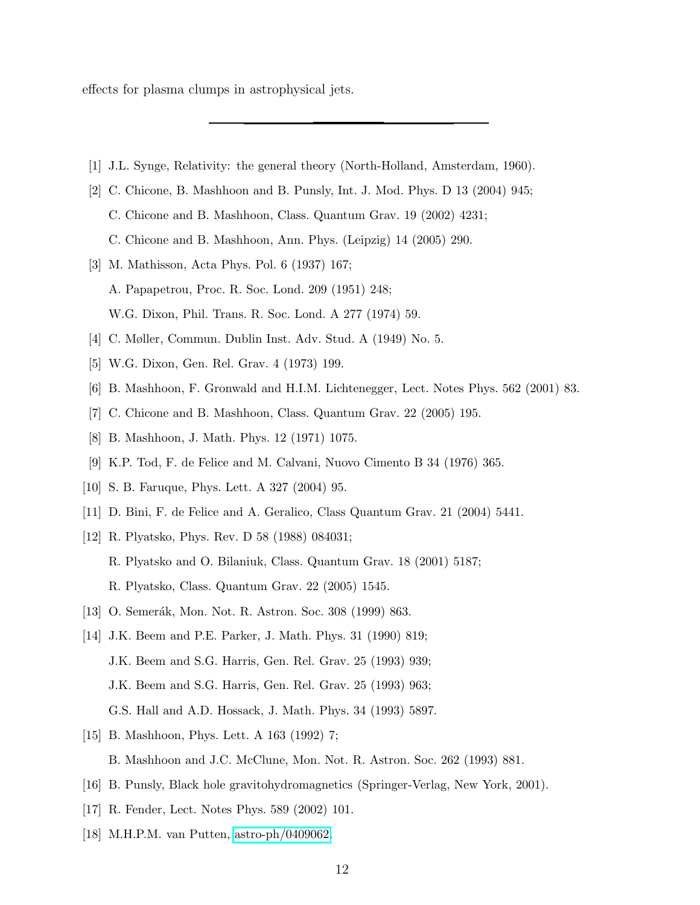effects for plasma clumps in astrophysical jets.

---

[1] J.L. Synge, Relativity: the general theory (North-Holland, Amsterdam, 1960).

[2] C. Chicone, B. Mashhoon and B. Punsly, Int. J. Mod. Phys. D 13 (2004) 945;
C. Chicone and B. Mashhoon, Class. Quantum Grav. 19 (2002) 4231;
C. Chicone and B. Mashhoon, Ann. Phys. (Leipzig) 14 (2005) 290.

[3] M. Mathisson, Acta Phys. Pol. 6 (1937) 167;
A. Papapetrou, Proc. R. Soc. Lond. 209 (1951) 248;
W.G. Dixon, Phil. Trans. R. Soc. Lond. A 277 (1974) 59.

[4] C. Møller, Commun. Dublin Inst. Adv. Stud. A (1949) No. 5.

[5] W.G. Dixon, Gen. Rel. Grav. 4 (1973) 199.

[6] B. Mashhoon, F. Gronwald and H.I.M. Lichtenegger, Lect. Notes Phys. 562 (2001) 83.

[7] C. Chicone and B. Mashhoon, Class. Quantum Grav. 22 (2005) 195.

[8] B. Mashhoon, J. Math. Phys. 12 (1971) 1075.

[9] K.P. Tod, F. de Felice and M. Calvani, Nuovo Cimento B 34 (1976) 365.

[10] S. B. Faruque, Phys. Lett. A 327 (2004) 95.

[11] D. Bini, F. de Felice and A. Geralico, Class Quantum Grav. 21 (2004) 5441.

[12] R. Plyatsko, Phys. Rev. D 58 (1988) 084031;
R. Plyatsko and O. Bilaniuk, Class. Quantum Grav. 18 (2001) 5187;
R. Plyatsko, Class. Quantum Grav. 22 (2005) 1545.

[13] O. Semerák, Mon. Not. R. Astron. Soc. 308 (1999) 863.

[14] J.K. Beem and P.E. Parker, J. Math. Phys. 31 (1990) 819;
J.K. Beem and S.G. Harris, Gen. Rel. Grav. 25 (1993) 939;
J.K. Beem and S.G. Harris, Gen. Rel. Grav. 25 (1993) 963;
G.S. Hall and A.D. Hossack, J. Math. Phys. 34 (1993) 5897.

[15] B. Mashhoon, Phys. Lett. A 163 (1992) 7;
B. Mashhoon and J.C. McClune, Mon. Not. R. Astron. Soc. 262 (1993) 881.

[16] B. Punsly, Black hole gravitohydromagnetics (Springer-Verlag, New York, 2001).

[17] R. Fender, Lect. Notes Phys. 589 (2002) 101.

[18] M.H.P.M. van Putten, astro-ph/0409062.